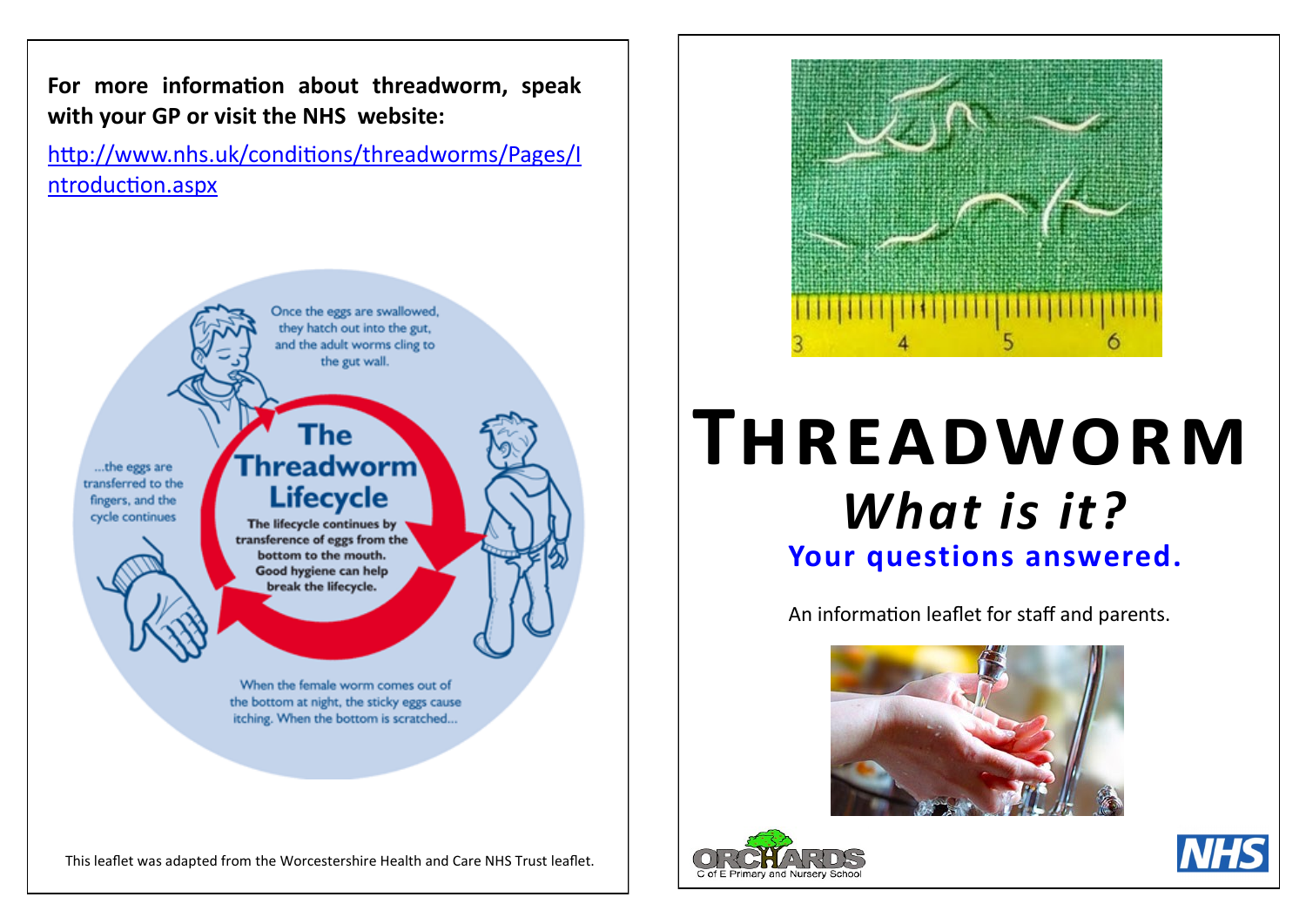**For more information about threadworm, speak with your GP or visit the NHS website:**

[http://www.nhs.uk/conditions/threadworms/Pages/Introduction.aspx](http://www.nhs.uk/conditions/threadworms/Pages/Introduction.aspx)

## The Threadworm Lifecycle

**The lifecycle continues by transference of eggs from the bottom to the mouth. Good hygiene can help break the lifecycle.**

Once the eggs are swallowed, they hatch out into the gut, and the adult worms cling to the gut wall.

When the female worm comes out of the bottom at night, the sticky eggs cause itching. When the bottom is scratched...

...the eggs are transferred to the fingers, and the cycle continues

This leaflet was adapted from the Worcestershire Health and Care NHS Trust leaflet.

# THREADWORM

## *What is it?*

### Your questions answered.

An information leaflet for staff and parents.

ORCHARDS C of E Primary and Nursery School

NHS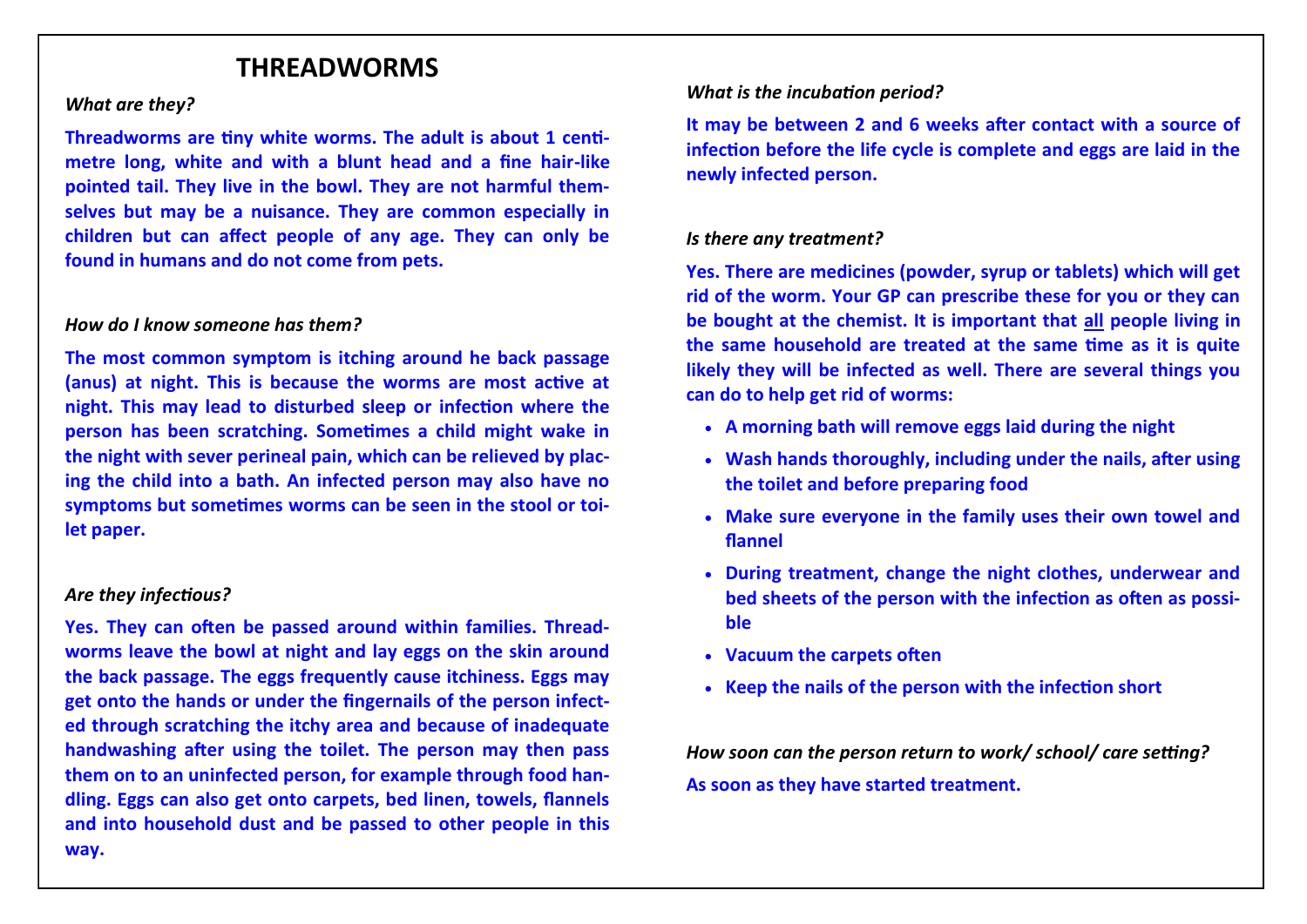# THREADWORMS

*What are they?*

**Threadworms are tiny white worms. The adult is about 1 centimetre long, white and with a blunt head and a fine hair-like pointed tail. They live in the bowl. They are not harmful themselves but may be a nuisance. They are common especially in children but can affect people of any age. They can only be found in humans and do not come from pets.**

*How do I know someone has them?*

**The most common symptom is itching around he back passage (anus) at night. This is because the worms are most active at night. This may lead to disturbed sleep or infection where the person has been scratching. Sometimes a child might wake in the night with sever perineal pain, which can be relieved by placing the child into a bath. An infected person may also have no symptoms but sometimes worms can be seen in the stool or toilet paper.**

*Are they infectious?*

**Yes. They can often be passed around within families. Threadworms leave the bowl at night and lay eggs on the skin around the back passage. The eggs frequently cause itchiness. Eggs may get onto the hands or under the fingernails of the person infected through scratching the itchy area and because of inadequate handwashing after using the toilet. The person may then pass them on to an uninfected person, for example through food handling. Eggs can also get onto carpets, bed linen, towels, flannels and into household dust and be passed to other people in this way.**

*What is the incubation period?*

**It may be between 2 and 6 weeks after contact with a source of infection before the life cycle is complete and eggs are laid in the newly infected person.**

*Is there any treatment?*

**Yes. There are medicines (powder, syrup or tablets) which will get rid of the worm. Your GP can prescribe these for you or they can be bought at the chemist. It is important that <u>all</u> people living in the same household are treated at the same time as it is quite likely they will be infected as well. There are several things you can do to help get rid of worms:**

- **A morning bath will remove eggs laid during the night**
- **Wash hands thoroughly, including under the nails, after using the toilet and before preparing food**
- **Make sure everyone in the family uses their own towel and flannel**
- **During treatment, change the night clothes, underwear and bed sheets of the person with the infection as often as possible**
- **Vacuum the carpets often**
- **Keep the nails of the person with the infection short**

*How soon can the person return to work/ school/ care setting?*

**As soon as they have started treatment.**